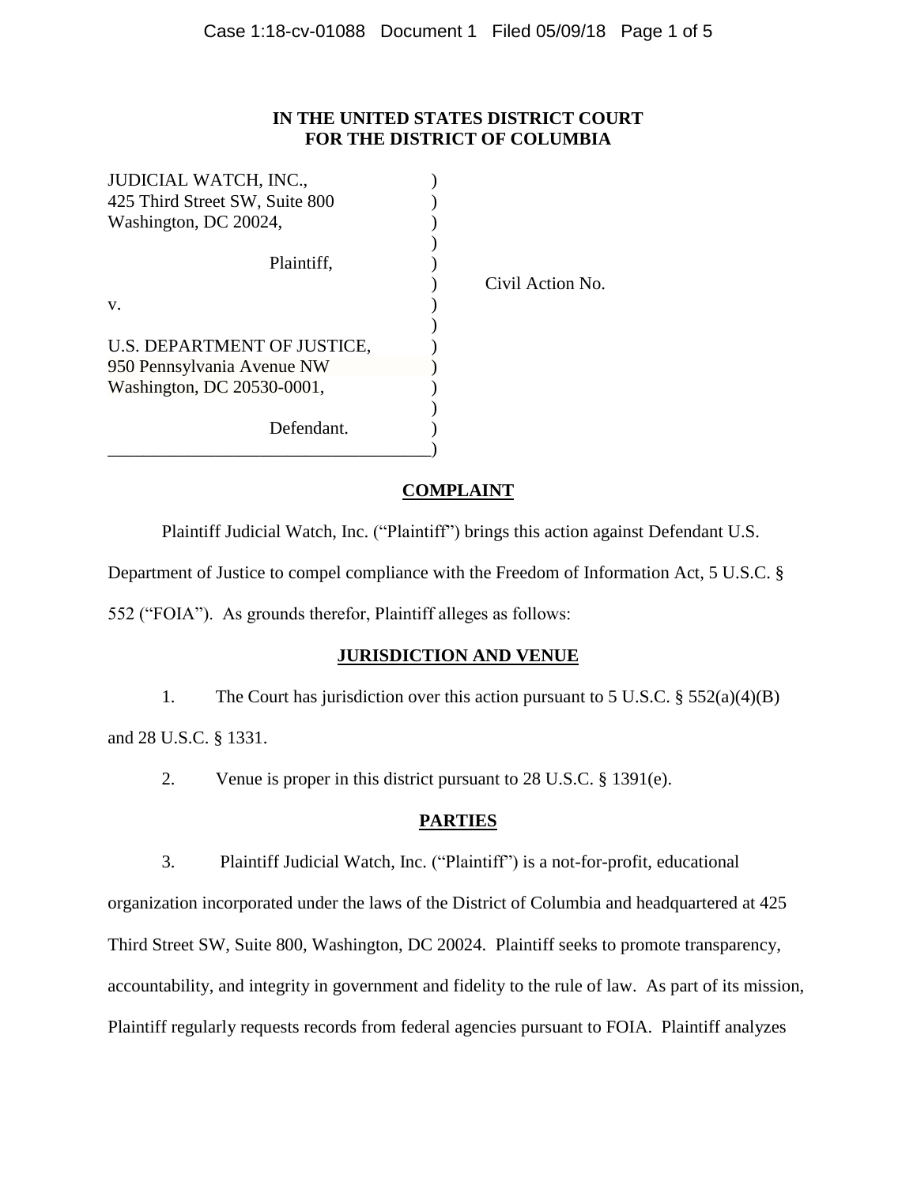# IN THE UNITED STATES DISTRICT COURT FOR THE DISTRICT OF COLUMBIA

JUDICIAL WATCH, INC.,
425 Third Street SW, Suite 800
Washington, DC 20024,

Plaintiff,

v.

U.S. DEPARTMENT OF JUSTICE,
950 Pennsylvania Avenue NW
Washington, DC 20530-0001,

Defendant.

Civil Action No.

## COMPLAINT

Plaintiff Judicial Watch, Inc. ("Plaintiff") brings this action against Defendant U.S. Department of Justice to compel compliance with the Freedom of Information Act, 5 U.S.C. § 552 ("FOIA"). As grounds therefor, Plaintiff alleges as follows:

## JURISDICTION AND VENUE

1. The Court has jurisdiction over this action pursuant to 5 U.S.C. § 552(a)(4)(B) and 28 U.S.C. § 1331.

2. Venue is proper in this district pursuant to 28 U.S.C. § 1391(e).

## PARTIES

3. Plaintiff Judicial Watch, Inc. ("Plaintiff") is a not-for-profit, educational organization incorporated under the laws of the District of Columbia and headquartered at 425 Third Street SW, Suite 800, Washington, DC 20024. Plaintiff seeks to promote transparency, accountability, and integrity in government and fidelity to the rule of law. As part of its mission, Plaintiff regularly requests records from federal agencies pursuant to FOIA. Plaintiff analyzes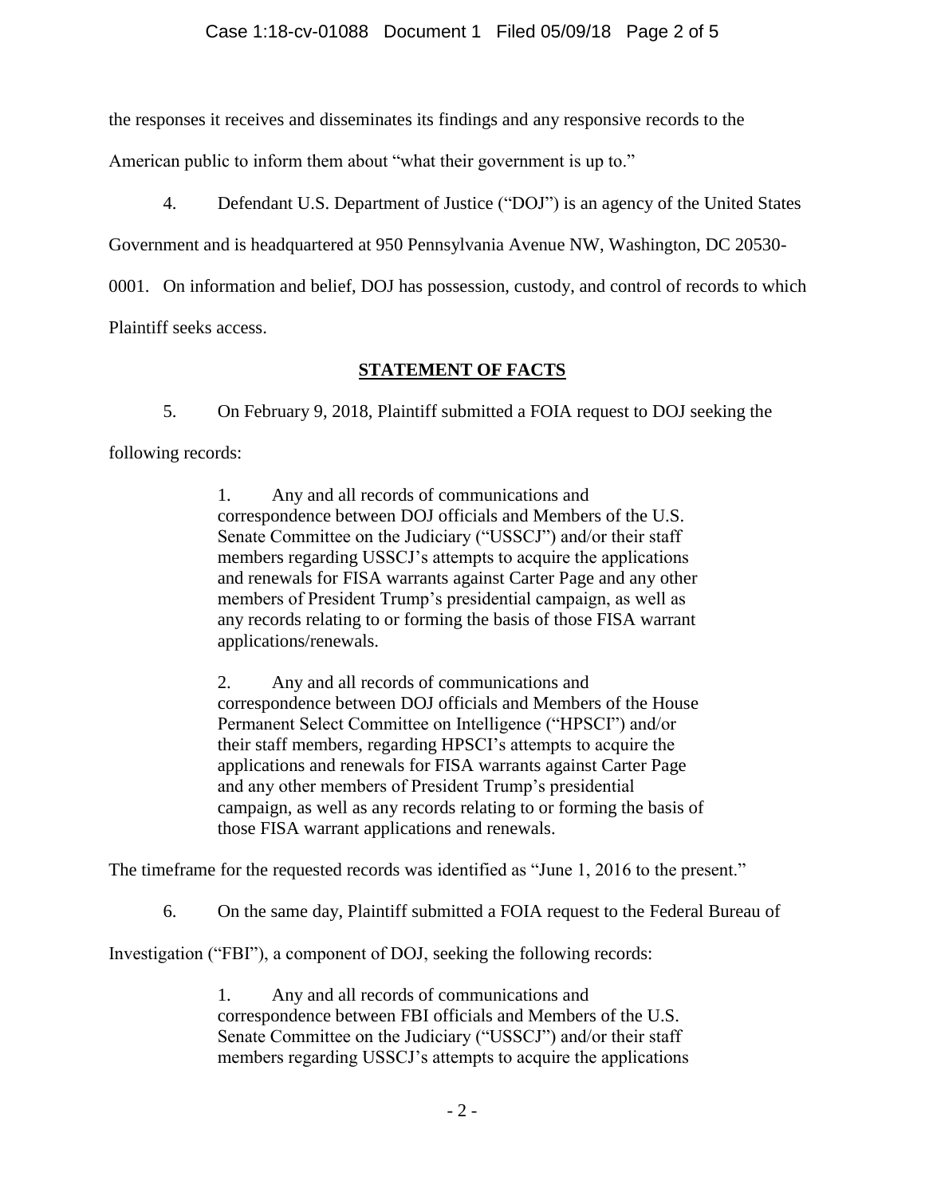the responses it receives and disseminates its findings and any responsive records to the American public to inform them about "what their government is up to."

4. Defendant U.S. Department of Justice ("DOJ") is an agency of the United States Government and is headquartered at 950 Pennsylvania Avenue NW, Washington, DC 20530-0001. On information and belief, DOJ has possession, custody, and control of records to which Plaintiff seeks access.

## STATEMENT OF FACTS

5. On February 9, 2018, Plaintiff submitted a FOIA request to DOJ seeking the following records:

> 1. Any and all records of communications and correspondence between DOJ officials and Members of the U.S. Senate Committee on the Judiciary ("USSCJ") and/or their staff members regarding USSCJ's attempts to acquire the applications and renewals for FISA warrants against Carter Page and any other members of President Trump's presidential campaign, as well as any records relating to or forming the basis of those FISA warrant applications/renewals.
>
> 2. Any and all records of communications and correspondence between DOJ officials and Members of the House Permanent Select Committee on Intelligence ("HPSCI") and/or their staff members, regarding HPSCI's attempts to acquire the applications and renewals for FISA warrants against Carter Page and any other members of President Trump's presidential campaign, as well as any records relating to or forming the basis of those FISA warrant applications and renewals.

The timeframe for the requested records was identified as "June 1, 2016 to the present."

6. On the same day, Plaintiff submitted a FOIA request to the Federal Bureau of Investigation ("FBI"), a component of DOJ, seeking the following records:

> 1. Any and all records of communications and correspondence between FBI officials and Members of the U.S. Senate Committee on the Judiciary ("USSCJ") and/or their staff members regarding USSCJ's attempts to acquire the applications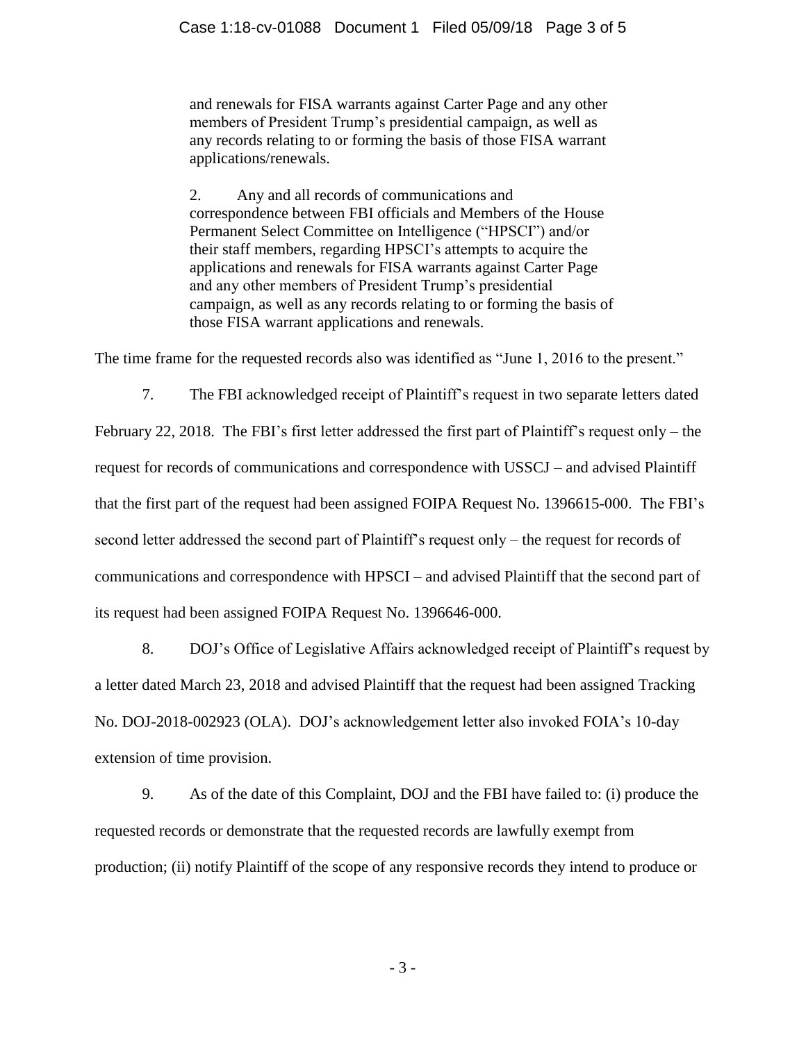> and renewals for FISA warrants against Carter Page and any other members of President Trump's presidential campaign, as well as any records relating to or forming the basis of those FISA warrant applications/renewals.
>
> 2. Any and all records of communications and correspondence between FBI officials and Members of the House Permanent Select Committee on Intelligence ("HPSCI") and/or their staff members, regarding HPSCI's attempts to acquire the applications and renewals for FISA warrants against Carter Page and any other members of President Trump's presidential campaign, as well as any records relating to or forming the basis of those FISA warrant applications and renewals.

The time frame for the requested records also was identified as "June 1, 2016 to the present."

7. The FBI acknowledged receipt of Plaintiff's request in two separate letters dated February 22, 2018. The FBI's first letter addressed the first part of Plaintiff's request only – the request for records of communications and correspondence with USSCJ – and advised Plaintiff that the first part of the request had been assigned FOIPA Request No. 1396615-000. The FBI's second letter addressed the second part of Plaintiff's request only – the request for records of communications and correspondence with HPSCI – and advised Plaintiff that the second part of its request had been assigned FOIPA Request No. 1396646-000.

8. DOJ's Office of Legislative Affairs acknowledged receipt of Plaintiff's request by a letter dated March 23, 2018 and advised Plaintiff that the request had been assigned Tracking No. DOJ-2018-002923 (OLA). DOJ's acknowledgement letter also invoked FOIA's 10-day extension of time provision.

9. As of the date of this Complaint, DOJ and the FBI have failed to: (i) produce the requested records or demonstrate that the requested records are lawfully exempt from production; (ii) notify Plaintiff of the scope of any responsive records they intend to produce or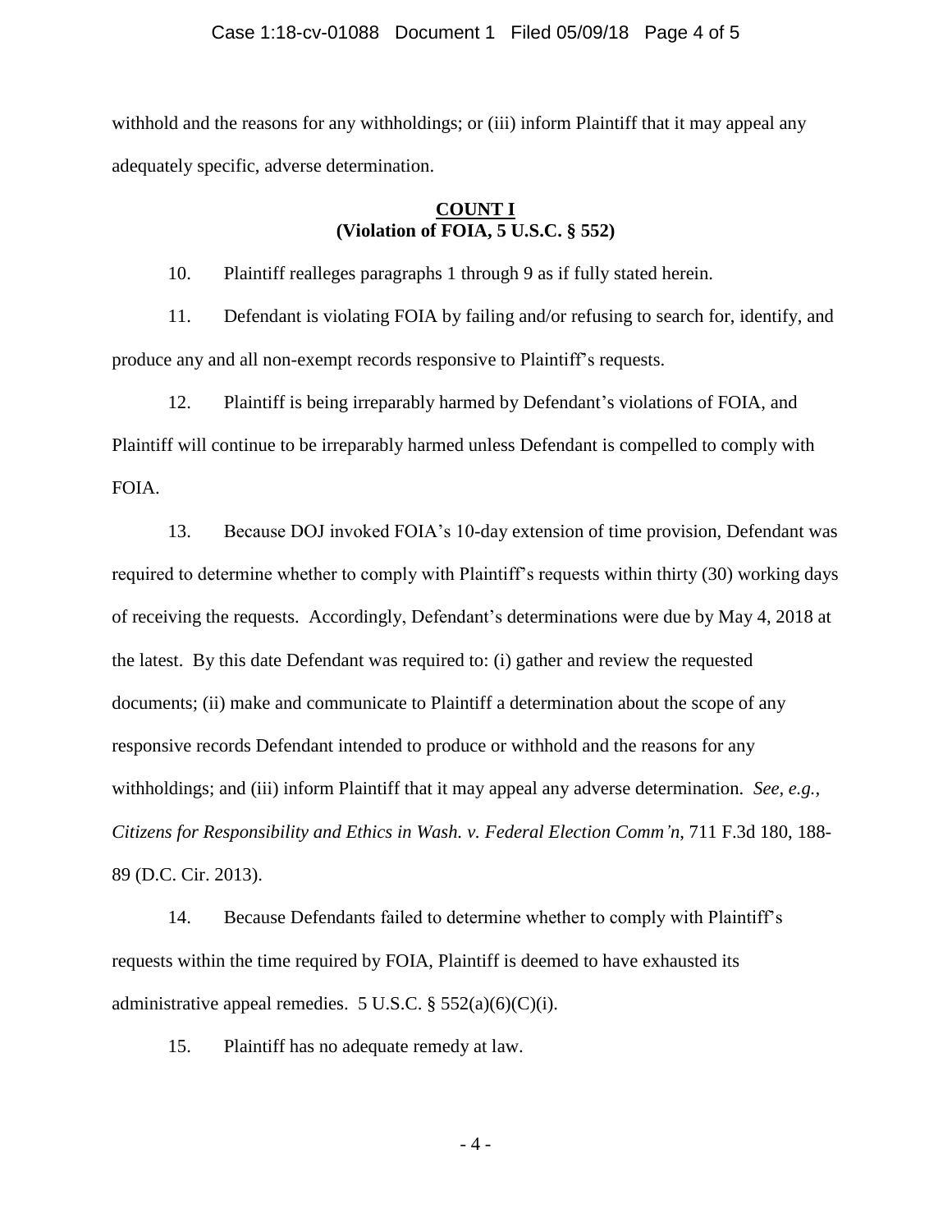withhold and the reasons for any withholdings; or (iii) inform Plaintiff that it may appeal any adequately specific, adverse determination.

**COUNT I**
**(Violation of FOIA, 5 U.S.C. § 552)**

10. Plaintiff realleges paragraphs 1 through 9 as if fully stated herein.

11. Defendant is violating FOIA by failing and/or refusing to search for, identify, and produce any and all non-exempt records responsive to Plaintiff's requests.

12. Plaintiff is being irreparably harmed by Defendant's violations of FOIA, and Plaintiff will continue to be irreparably harmed unless Defendant is compelled to comply with FOIA.

13. Because DOJ invoked FOIA's 10-day extension of time provision, Defendant was required to determine whether to comply with Plaintiff's requests within thirty (30) working days of receiving the requests. Accordingly, Defendant's determinations were due by May 4, 2018 at the latest. By this date Defendant was required to: (i) gather and review the requested documents; (ii) make and communicate to Plaintiff a determination about the scope of any responsive records Defendant intended to produce or withhold and the reasons for any withholdings; and (iii) inform Plaintiff that it may appeal any adverse determination. *See, e.g.*, *Citizens for Responsibility and Ethics in Wash. v. Federal Election Comm'n*, 711 F.3d 180, 188-89 (D.C. Cir. 2013).

14. Because Defendants failed to determine whether to comply with Plaintiff's requests within the time required by FOIA, Plaintiff is deemed to have exhausted its administrative appeal remedies. 5 U.S.C. § 552(a)(6)(C)(i).

15. Plaintiff has no adequate remedy at law.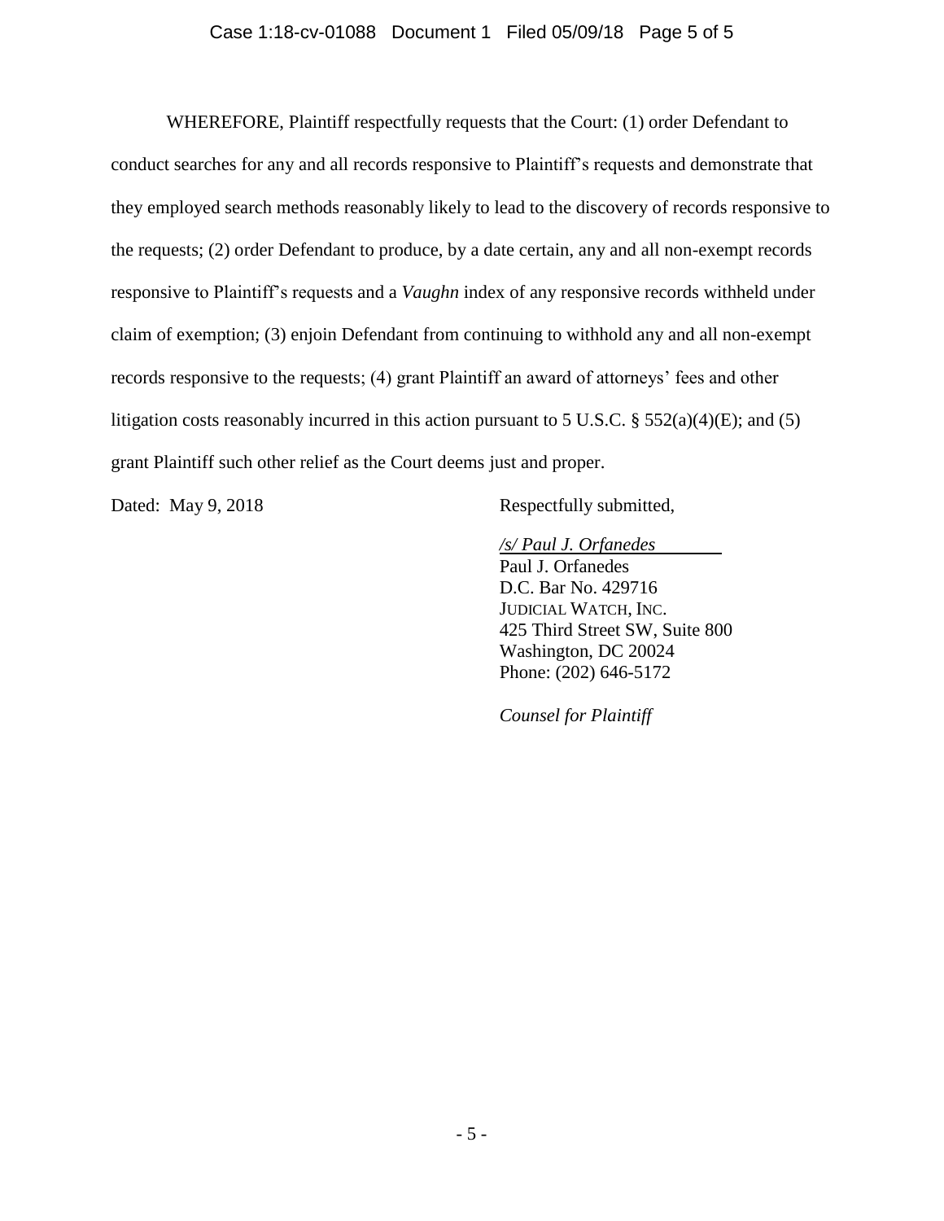WHEREFORE, Plaintiff respectfully requests that the Court: (1) order Defendant to conduct searches for any and all records responsive to Plaintiff's requests and demonstrate that they employed search methods reasonably likely to lead to the discovery of records responsive to the requests; (2) order Defendant to produce, by a date certain, any and all non-exempt records responsive to Plaintiff's requests and a *Vaughn* index of any responsive records withheld under claim of exemption; (3) enjoin Defendant from continuing to withhold any and all non-exempt records responsive to the requests; (4) grant Plaintiff an award of attorneys' fees and other litigation costs reasonably incurred in this action pursuant to 5 U.S.C. § 552(a)(4)(E); and (5) grant Plaintiff such other relief as the Court deems just and proper.

Dated: May 9, 2018

Respectfully submitted,

*/s/ Paul J. Orfanedes*
Paul J. Orfanedes
D.C. Bar No. 429716
JUDICIAL WATCH, INC.
425 Third Street SW, Suite 800
Washington, DC 20024
Phone: (202) 646-5172

*Counsel for Plaintiff*